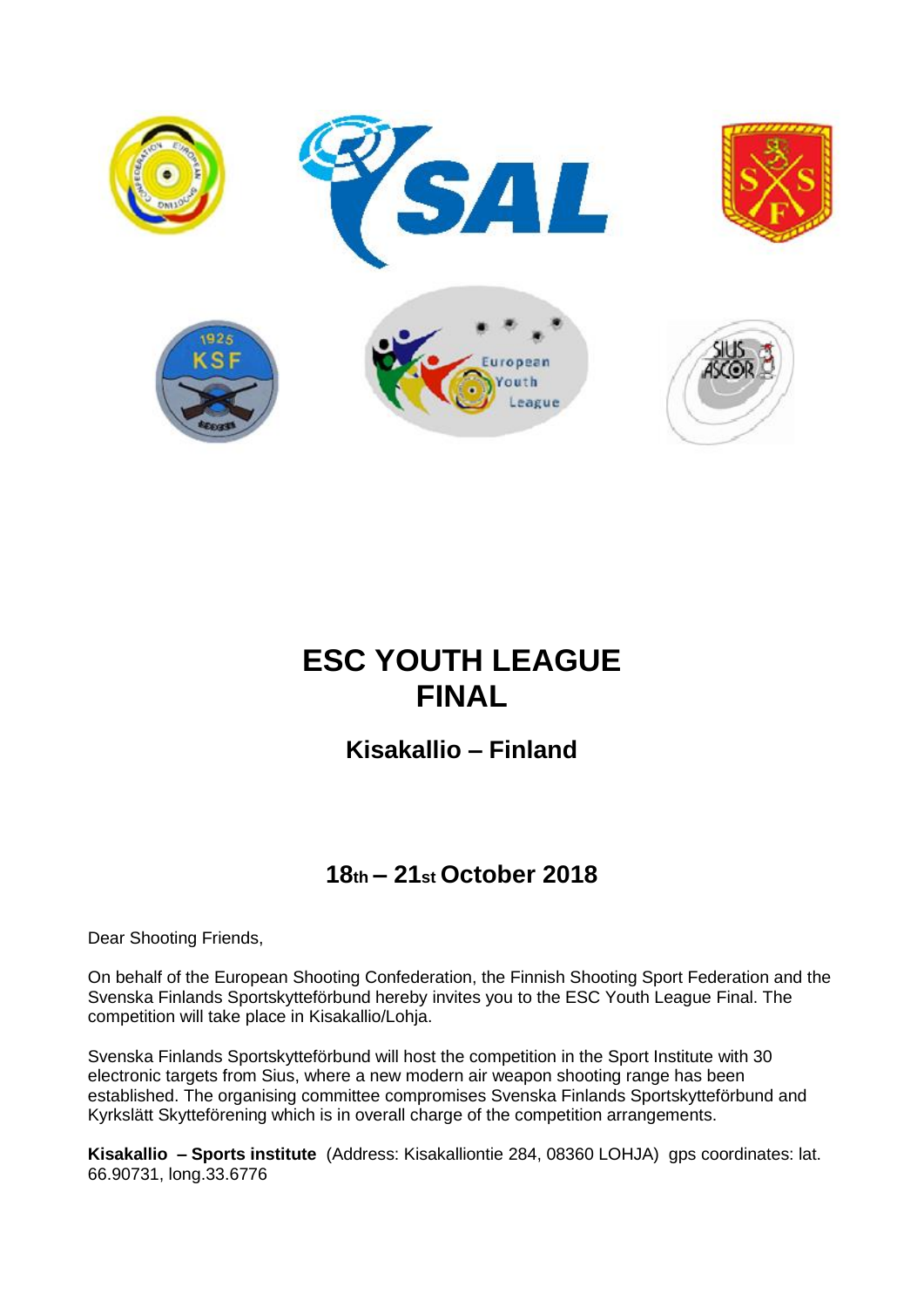# ESC YOUTH LEAGUE FINAL

## Kisakallio – Finland

## 18th – 21st October 2018

Dear Shooting Friends,

On behalf of the European Shooting Confederation, the Finnish Shooting Sport Federation and the Svenska Finlands Sportskytteförbund hereby invites you to the ESC Youth League Final. The competition will take place in Kisakallio/Lohja.

Svenska Finlands Sportskytteförbund will host the competition in the Sport Institute with 30 electronic targets from Sius, where a new modern air weapon shooting range has been established. The organising committee compromises Svenska Finlands Sportskytteförbund and Kyrkslätt Skytteförening which is in overall charge of the competition arrangements.

**Kisakallio – Sports institute** (Address: Kisakalliontie 284, 08360 LOHJA) gps coordinates: lat. 66.90731, long.33.6776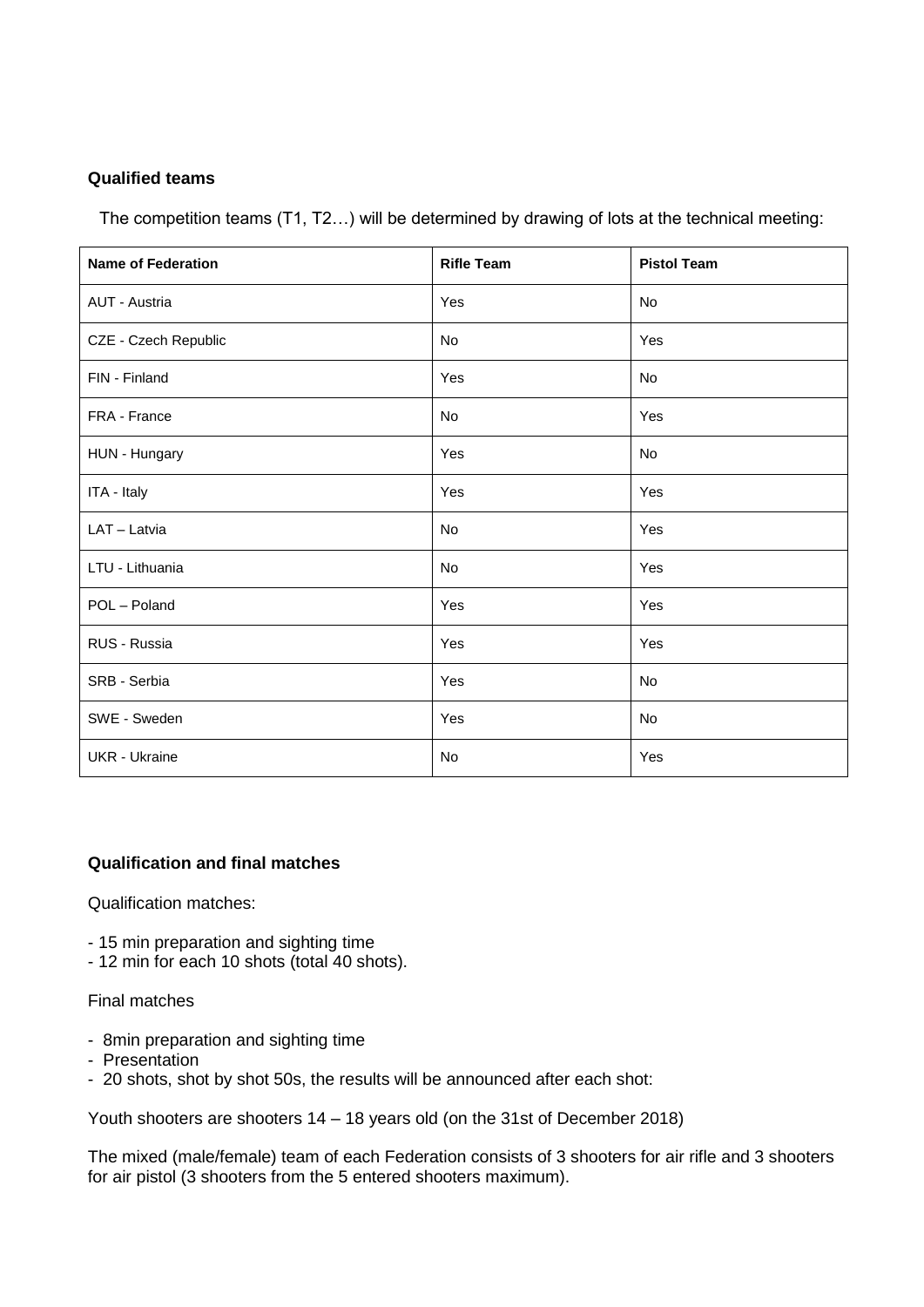**Qualified teams**

The competition teams (T1, T2…) will be determined by drawing of lots at the technical meeting:

| Name of Federation | Rifle Team | Pistol Team |
|---|---|---|
| AUT - Austria | Yes | No |
| CZE - Czech Republic | No | Yes |
| FIN - Finland | Yes | No |
| FRA - France | No | Yes |
| HUN - Hungary | Yes | No |
| ITA - Italy | Yes | Yes |
| LAT – Latvia | No | Yes |
| LTU - Lithuania | No | Yes |
| POL – Poland | Yes | Yes |
| RUS - Russia | Yes | Yes |
| SRB - Serbia | Yes | No |
| SWE - Sweden | Yes | No |
| UKR - Ukraine | No | Yes |

**Qualification and final matches**

Qualification matches:

- 15 min preparation and sighting time
- 12 min for each 10 shots (total 40 shots).

Final matches

- 8min preparation and sighting time
- Presentation
- 20 shots, shot by shot 50s, the results will be announced after each shot:

Youth shooters are shooters 14 – 18 years old (on the 31st of December 2018)

The mixed (male/female) team of each Federation consists of 3 shooters for air rifle and 3 shooters for air pistol (3 shooters from the 5 entered shooters maximum).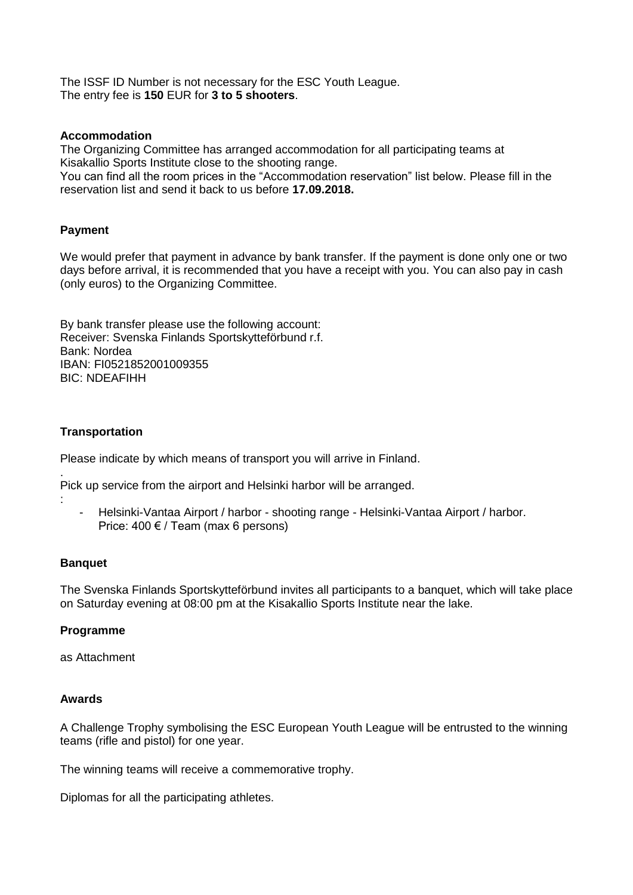The ISSF ID Number is not necessary for the ESC Youth League.
The entry fee is **150** EUR for **3 to 5 shooters**.

**Accommodation**

The Organizing Committee has arranged accommodation for all participating teams at Kisakallio Sports Institute close to the shooting range.
You can find all the room prices in the "Accommodation reservation" list below. Please fill in the reservation list and send it back to us before **17.09.2018.**

**Payment**

We would prefer that payment in advance by bank transfer. If the payment is done only one or two days before arrival, it is recommended that you have a receipt with you. You can also pay in cash (only euros) to the Organizing Committee.

By bank transfer please use the following account:
Receiver: Svenska Finlands Sportskytteförbund r.f.
Bank: Nordea
IBAN: FI0521852001009355
BIC: NDEAFIHH

**Transportation**

Please indicate by which means of transport you will arrive in Finland.

.
Pick up service from the airport and Helsinki harbor will be arranged.
:

- Helsinki-Vantaa Airport / harbor - shooting range - Helsinki-Vantaa Airport / harbor. Price: 400 € / Team (max 6 persons)

**Banquet**

The Svenska Finlands Sportskytteförbund invites all participants to a banquet, which will take place on Saturday evening at 08:00 pm at the Kisakallio Sports Institute near the lake.

**Programme**

as Attachment

**Awards**

A Challenge Trophy symbolising the ESC European Youth League will be entrusted to the winning teams (rifle and pistol) for one year.

The winning teams will receive a commemorative trophy.

Diplomas for all the participating athletes.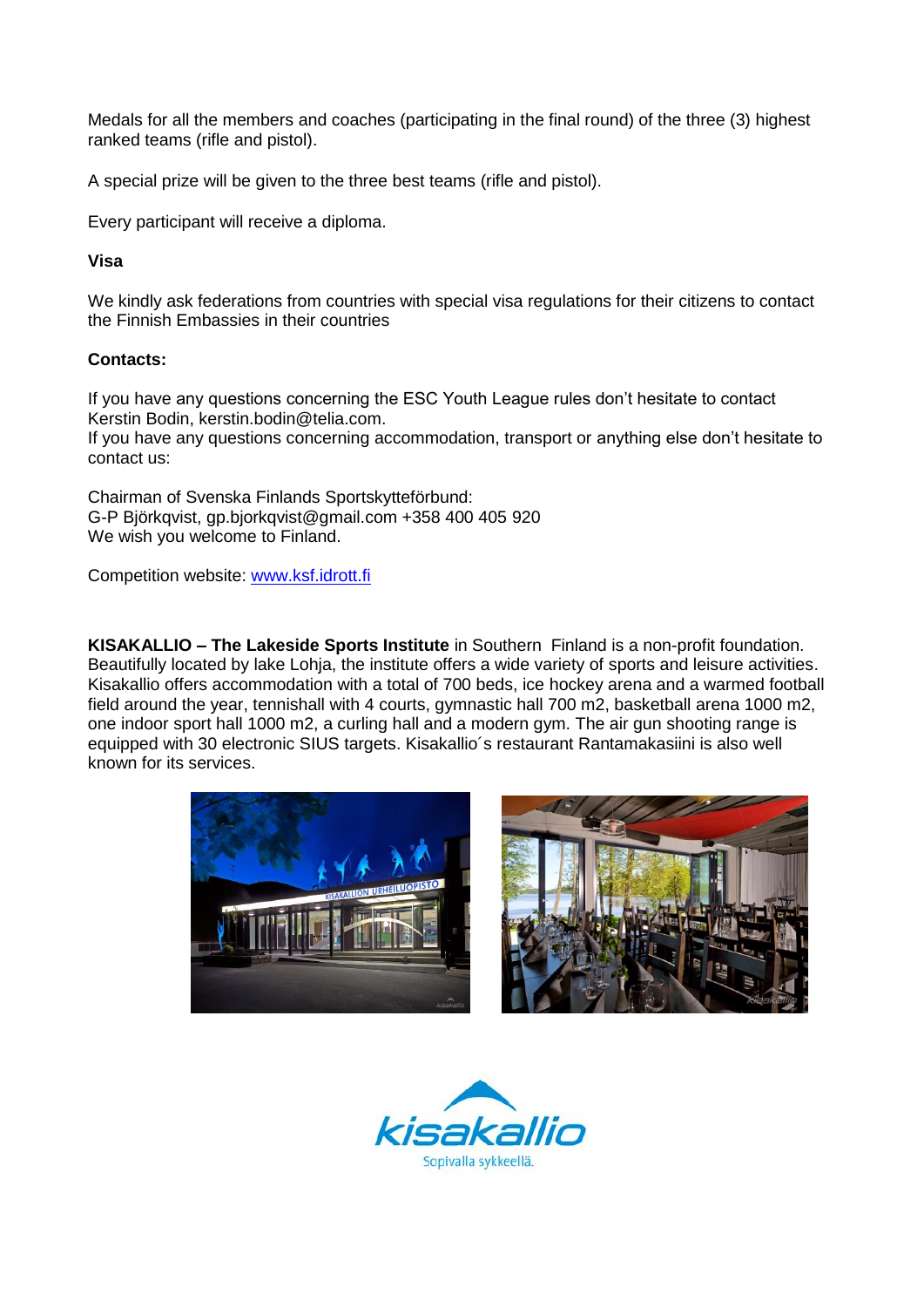Medals for all the members and coaches (participating in the final round) of the three (3) highest ranked teams (rifle and pistol).

A special prize will be given to the three best teams (rifle and pistol).

Every participant will receive a diploma.

**Visa**

We kindly ask federations from countries with special visa regulations for their citizens to contact the Finnish Embassies in their countries

**Contacts:**

If you have any questions concerning the ESC Youth League rules don't hesitate to contact Kerstin Bodin, kerstin.bodin@telia.com.
If you have any questions concerning accommodation, transport or anything else don't hesitate to contact us:

Chairman of Svenska Finlands Sportskytteförbund:
G-P Björkqvist, gp.bjorkqvist@gmail.com +358 400 405 920
We wish you welcome to Finland.

Competition website: [www.ksf.idrott.fi](http://www.ksf.idrott.fi)

**KISAKALLIO – The Lakeside Sports Institute** in Southern Finland is a non-profit foundation. Beautifully located by lake Lohja, the institute offers a wide variety of sports and leisure activities. Kisakallio offers accommodation with a total of 700 beds, ice hockey arena and a warmed football field around the year, tennishall with 4 courts, gymnastic hall 700 m2, basketball arena 1000 m2, one indoor sport hall 1000 m2, a curling hall and a modern gym. The air gun shooting range is equipped with 30 electronic SIUS targets. Kisakallio´s restaurant Rantamakasiini is also well known for its services.

kisakallio

Sopivalla sykkeellä.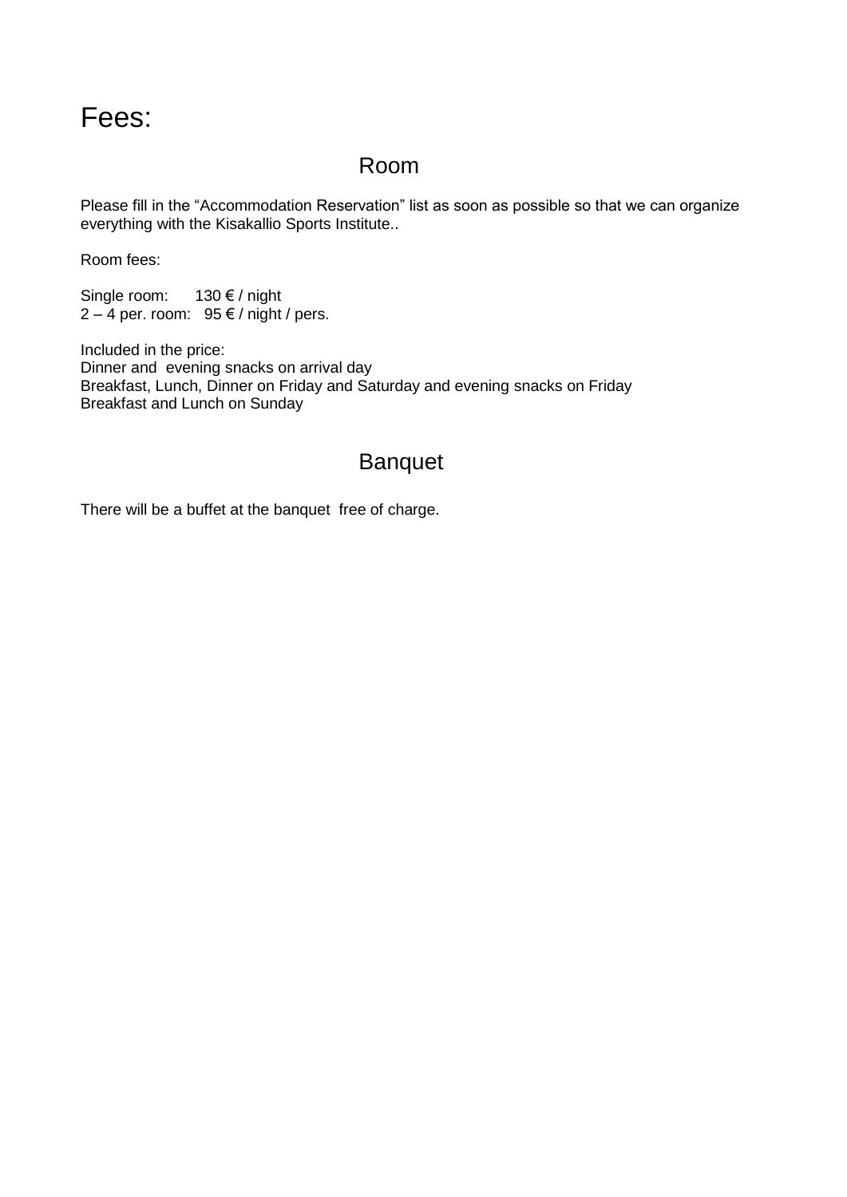# Fees:

## Room

Please fill in the “Accommodation Reservation” list as soon as possible so that we can organize everything with the Kisakallio Sports Institute..

Room fees:

Single room: 130 € / night
2 – 4 per. room: 95 € / night / pers.

Included in the price:
Dinner and evening snacks on arrival day
Breakfast, Lunch, Dinner on Friday and Saturday and evening snacks on Friday
Breakfast and Lunch on Sunday

## Banquet

There will be a buffet at the banquet free of charge.